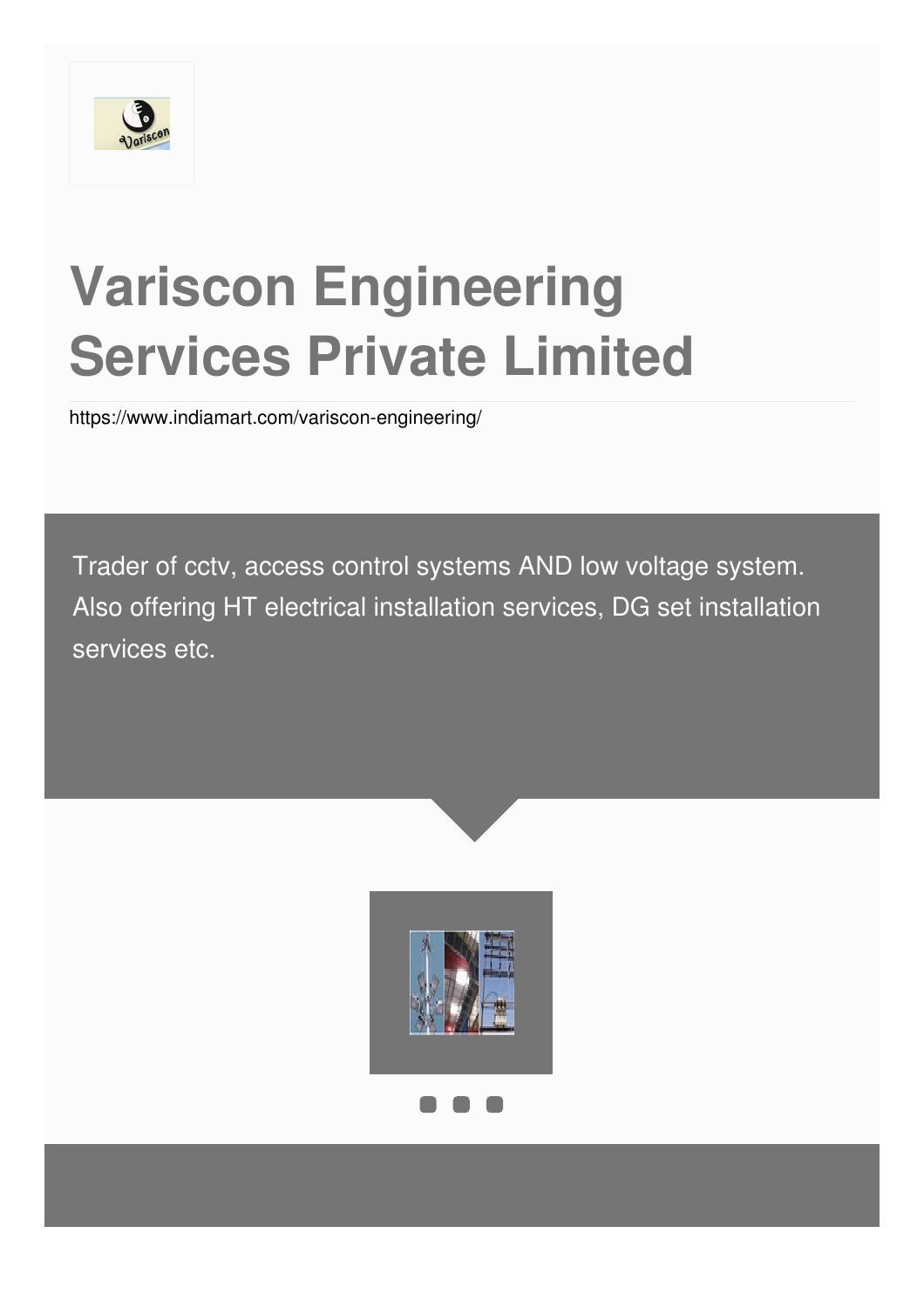# Variscon Engineering Services Private Limited

https://www.indiamart.com/variscon-engineering/

Trader of cctv, access control systems AND low voltage system. Also offering HT electrical installation services, DG set installation services etc.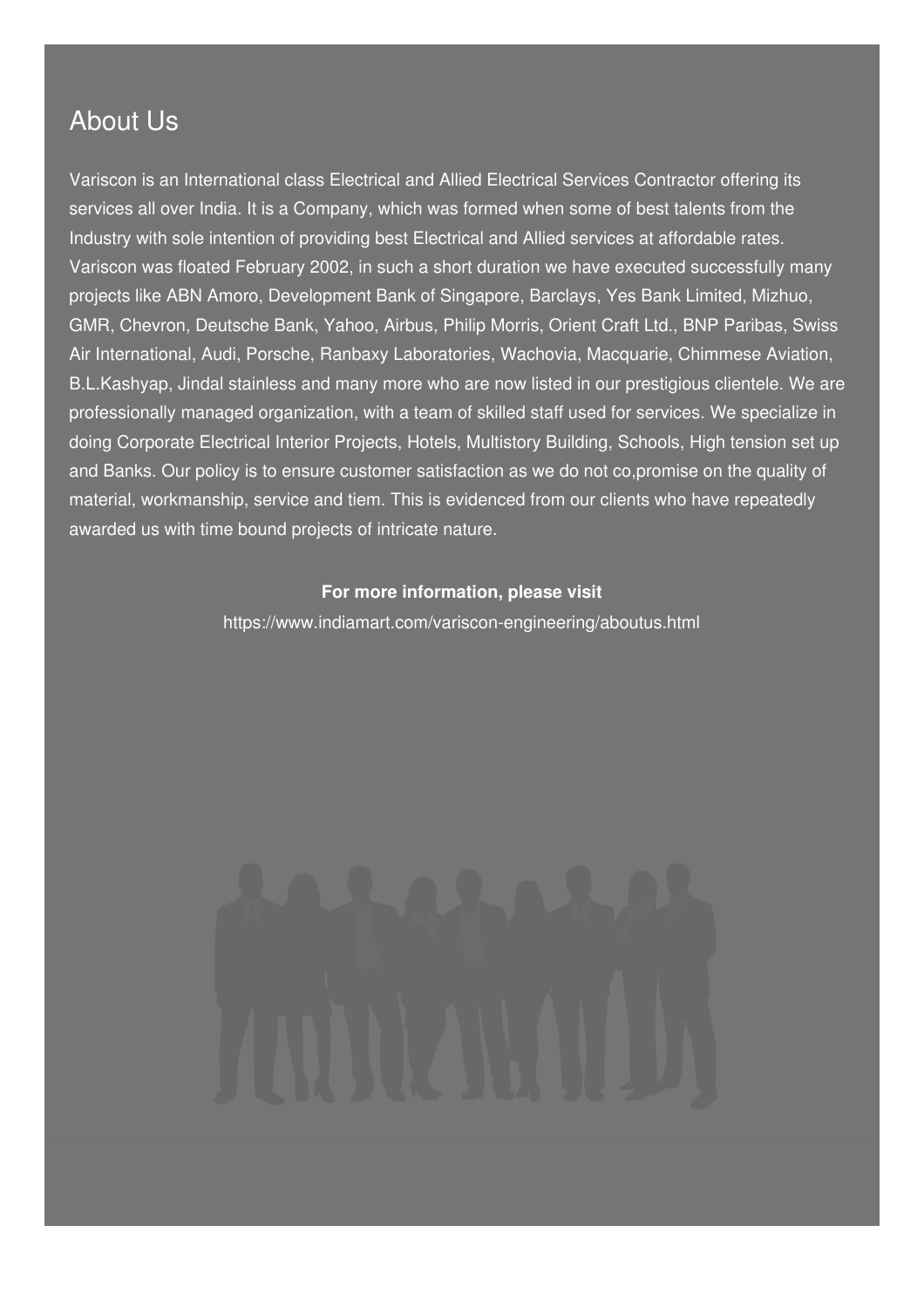## About Us

Variscon is an International class Electrical and Allied Electrical Services Contractor offering its services all over India. It is a Company, which was formed when some of best talents from the Industry with sole intention of providing best Electrical and Allied services at affordable rates. Variscon was floated February 2002, in such a short duration we have executed successfully many projects like ABN Amoro, Development Bank of Singapore, Barclays, Yes Bank Limited, Mizhuo, GMR, Chevron, Deutsche Bank, Yahoo, Airbus, Philip Morris, Orient Craft Ltd., BNP Paribas, Swiss Air International, Audi, Porsche, Ranbaxy Laboratories, Wachovia, Macquarie, Chimmese Aviation, B.L.Kashyap, Jindal stainless and many more who are now listed in our prestigious clientele. We are professionally managed organization, with a team of skilled staff used for services. We specialize in doing Corporate Electrical Interior Projects, Hotels, Multistory Building, Schools, High tension set up and Banks. Our policy is to ensure customer satisfaction as we do not co,promise on the quality of material, workmanship, service and tiem. This is evidenced from our clients who have repeatedly awarded us with time bound projects of intricate nature.

**For more information, please visit**

https://www.indiamart.com/variscon-engineering/aboutus.html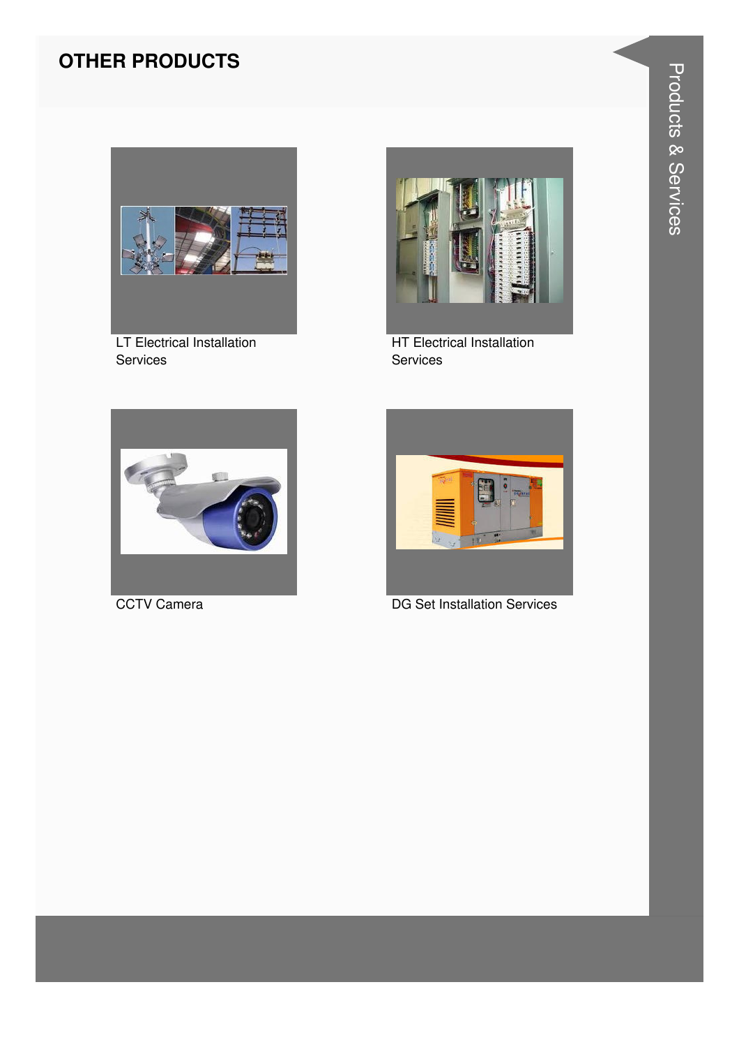## OTHER PRODUCTS

LT Electrical Installation Services

HT Electrical Installation Services

CCTV Camera

DG Set Installation Services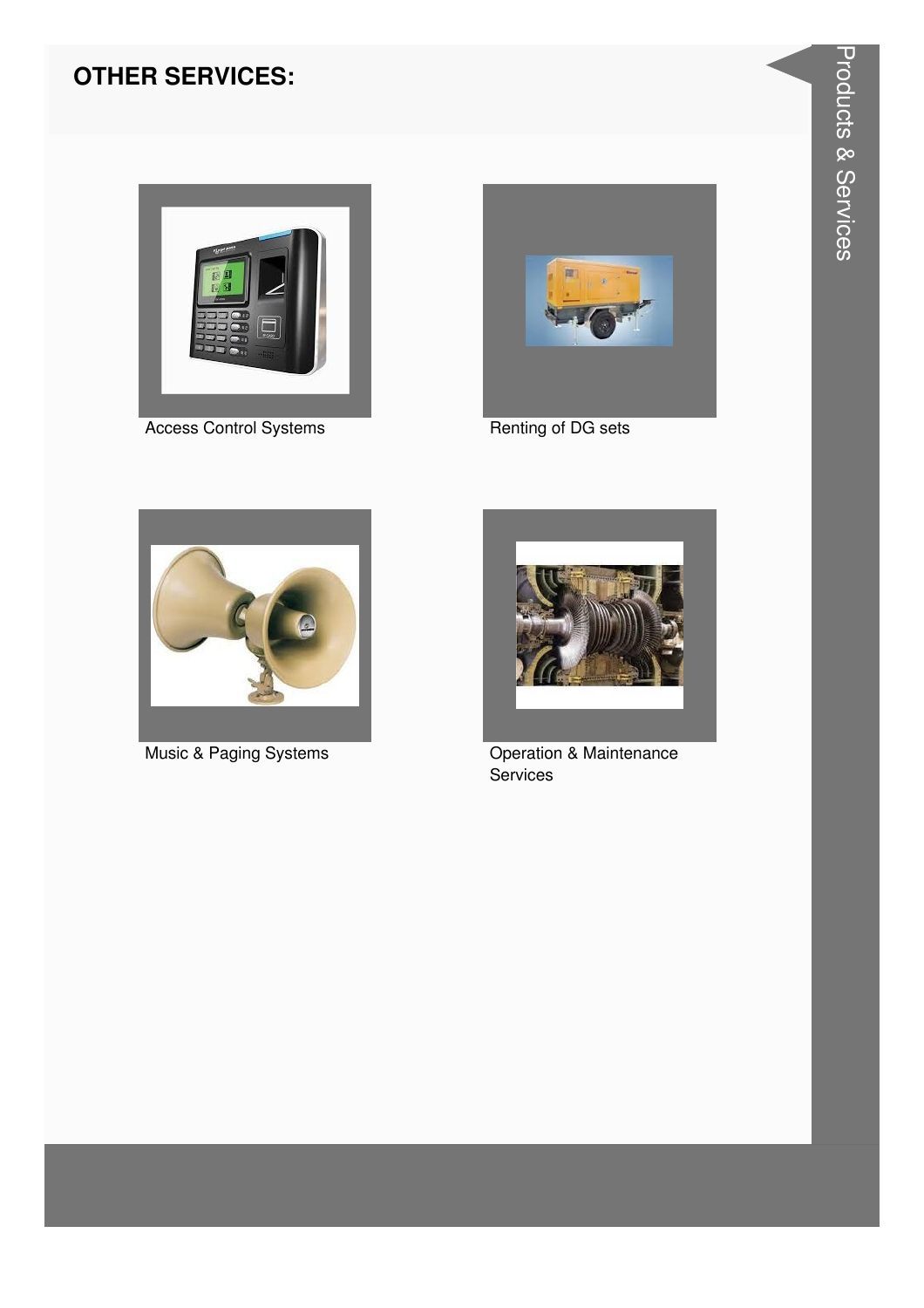## OTHER SERVICES:

Access Control Systems

Renting of DG sets

Music & Paging Systems

Operation & Maintenance Services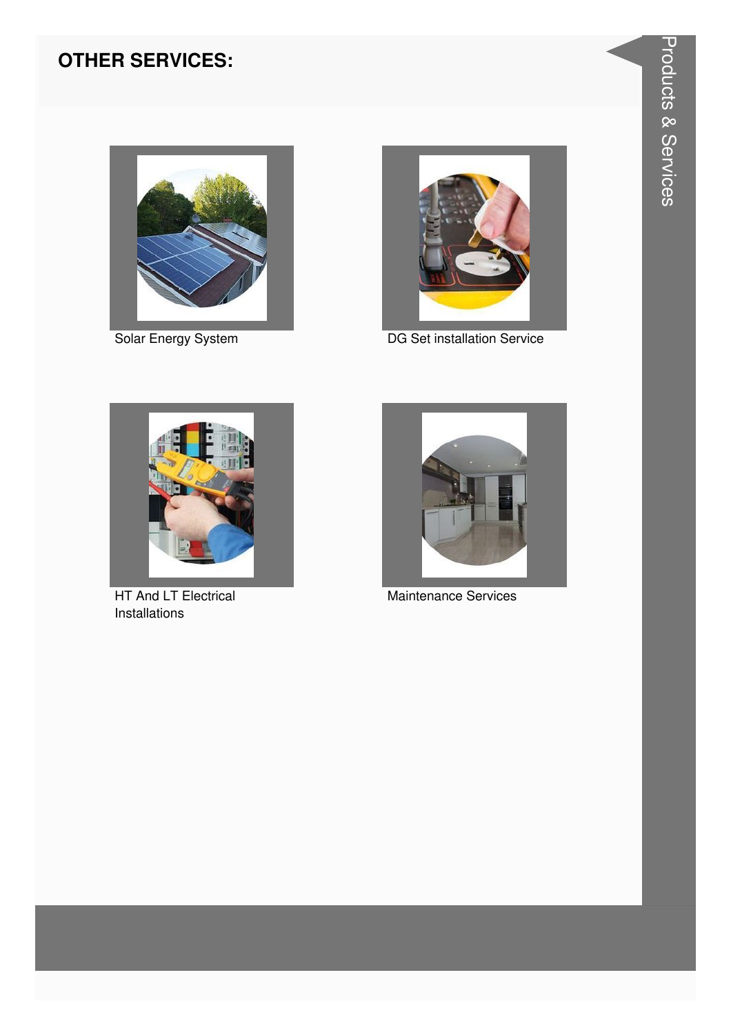## OTHER SERVICES:

Solar Energy System

DG Set installation Service

HT And LT Electrical Installations

Maintenance Services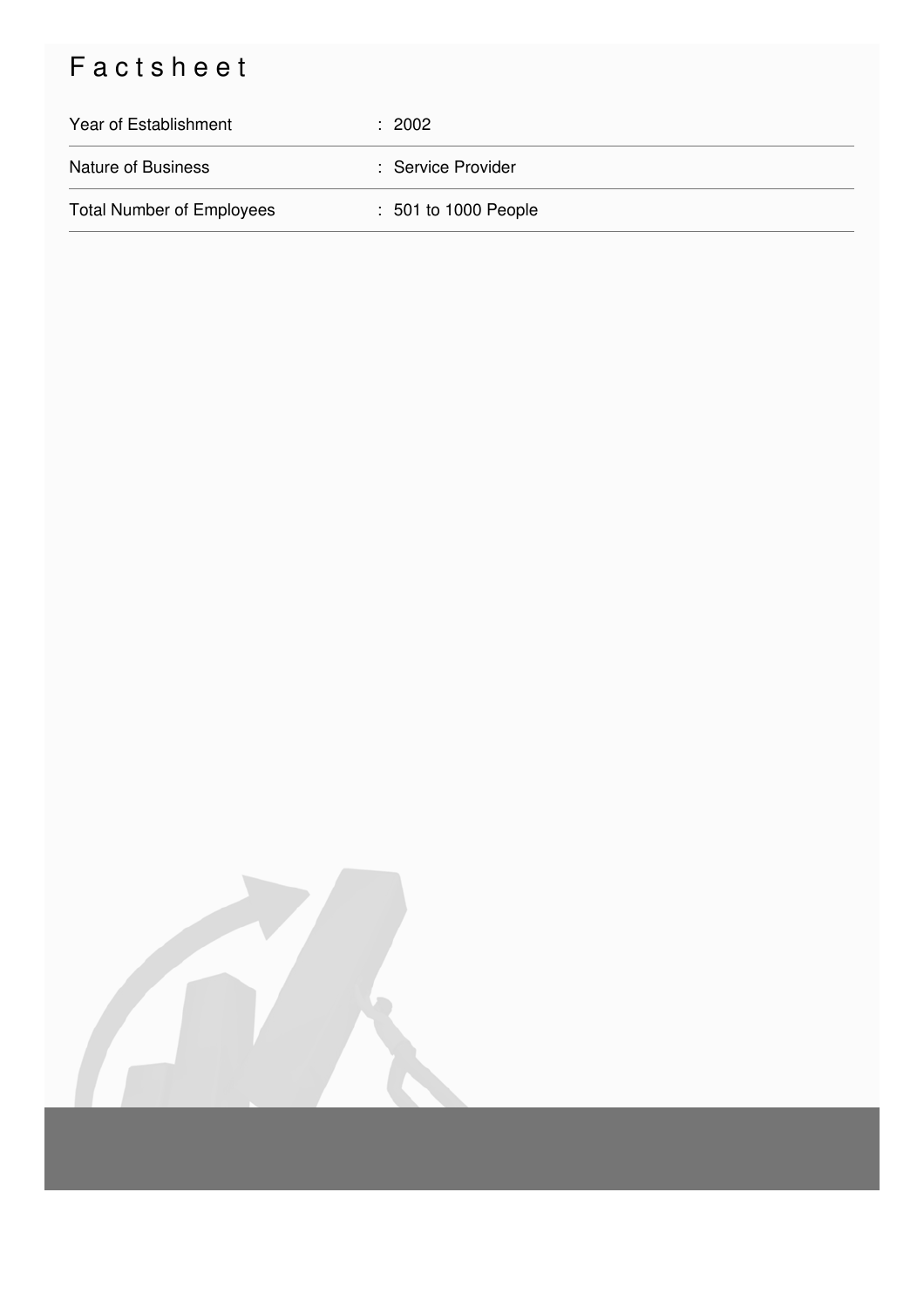# Factsheet

| | |
|---|---|
| Year of Establishment | : 2002 |
| Nature of Business | : Service Provider |
| Total Number of Employees | : 501 to 1000 People |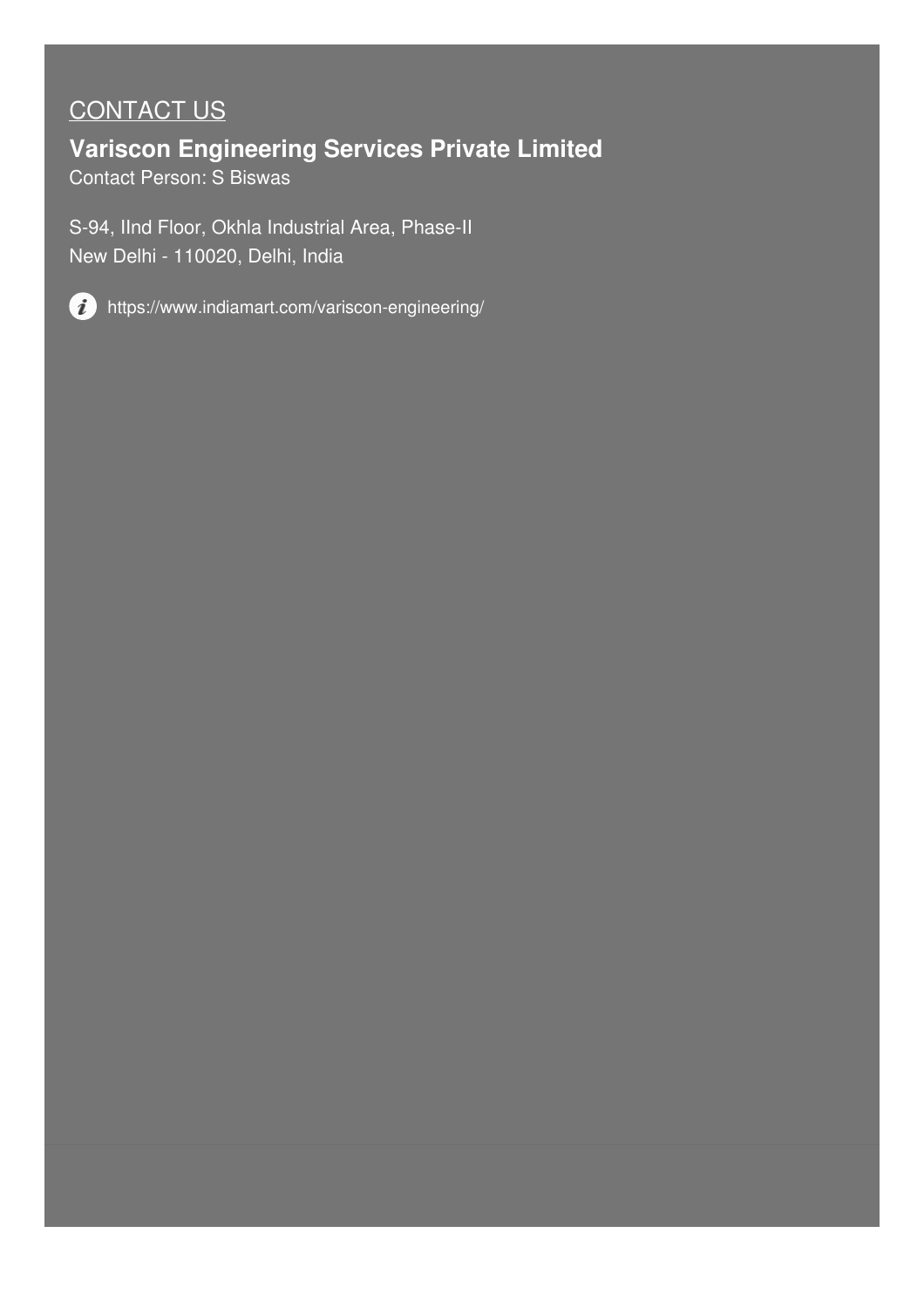## CONTACT US

### Variscon Engineering Services Private Limited

Contact Person: S Biswas

S-94, IInd Floor, Okhla Industrial Area, Phase-II
New Delhi - 110020, Delhi, India

https://www.indiamart.com/variscon-engineering/